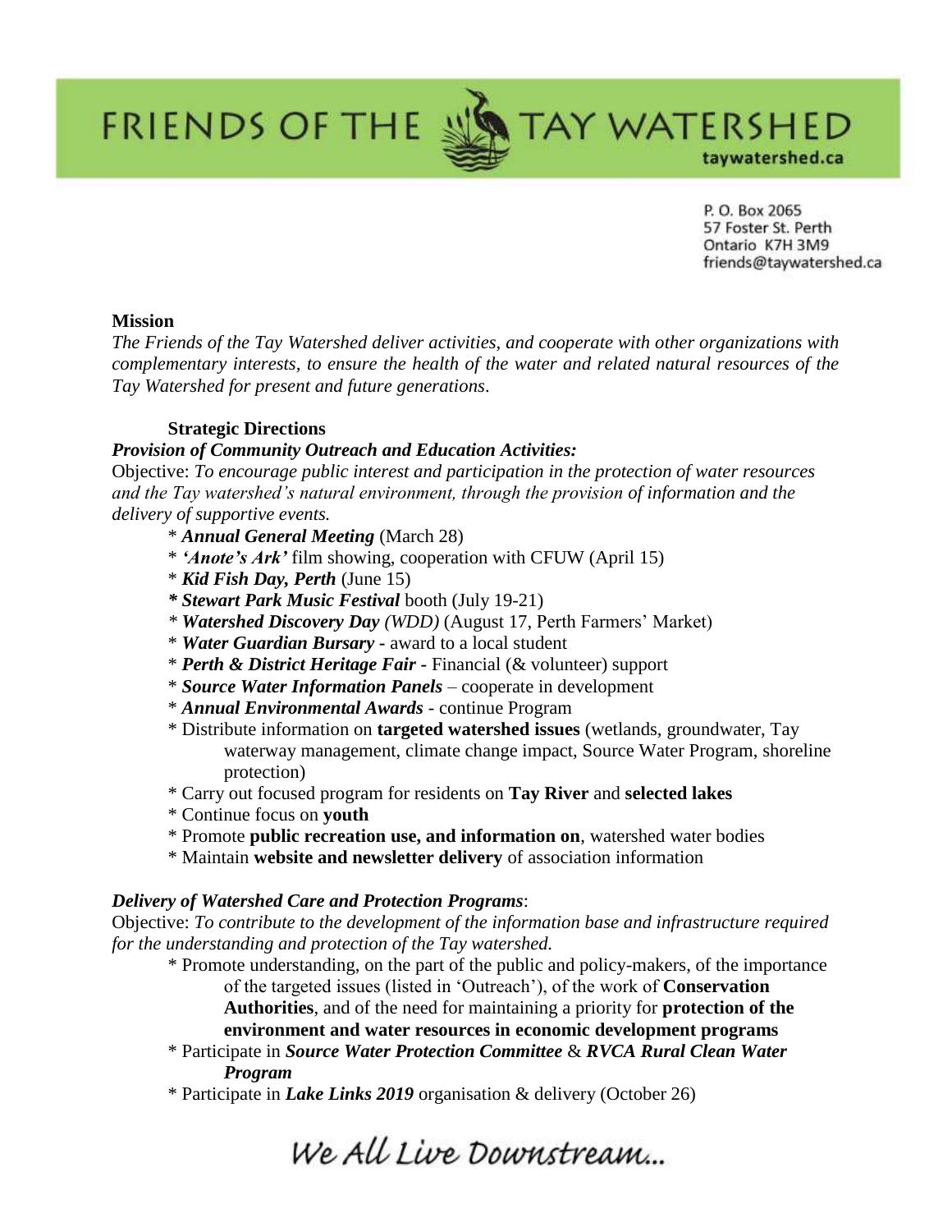# FRIENDS OF THE TAY WATERSHED

taywatershed.ca

P. O. Box 2065
57 Foster St. Perth
Ontario K7H 3M9
friends@taywatershed.ca

**Mission**

*The Friends of the Tay Watershed deliver activities, and cooperate with other organizations with complementary interests, to ensure the health of the water and related natural resources of the Tay Watershed for present and future generations.*

**Strategic Directions**

***Provision of Community Outreach and Education Activities:***

Objective: *To encourage public interest and participation in the protection of water resources and the Tay watershed's natural environment, through the provision of information and the delivery of supportive events.*

* ***Annual General Meeting*** (March 28)
* ***'Anote's Ark'*** film showing, cooperation with CFUW (April 15)
* ***Kid Fish Day, Perth*** (June 15)
* ***Stewart Park Music Festival*** booth (July 19-21)
* ***Watershed Discovery Day*** *(WDD)* (August 17, Perth Farmers' Market)
* ***Water Guardian Bursary*** - award to a local student
* ***Perth & District Heritage Fair*** - Financial (& volunteer) support
* ***Source Water Information Panels*** – cooperate in development
* ***Annual Environmental Awards*** - continue Program
* Distribute information on **targeted watershed issues** (wetlands, groundwater, Tay waterway management, climate change impact, Source Water Program, shoreline protection)
* Carry out focused program for residents on **Tay River** and **selected lakes**
* Continue focus on **youth**
* Promote **public recreation use, and information on**, watershed water bodies
* Maintain **website and newsletter delivery** of association information

***Delivery of Watershed Care and Protection Programs***:

Objective: *To contribute to the development of the information base and infrastructure required for the understanding and protection of the Tay watershed.*

* Promote understanding, on the part of the public and policy-makers, of the importance of the targeted issues (listed in 'Outreach'), of the work of **Conservation Authorities**, and of the need for maintaining a priority for **protection of the environment and water resources in economic development programs**
* Participate in ***Source Water Protection Committee*** & ***RVCA Rural Clean Water Program***
* Participate in ***Lake Links 2019*** organisation & delivery (October 26)

*We All Live Downstream...*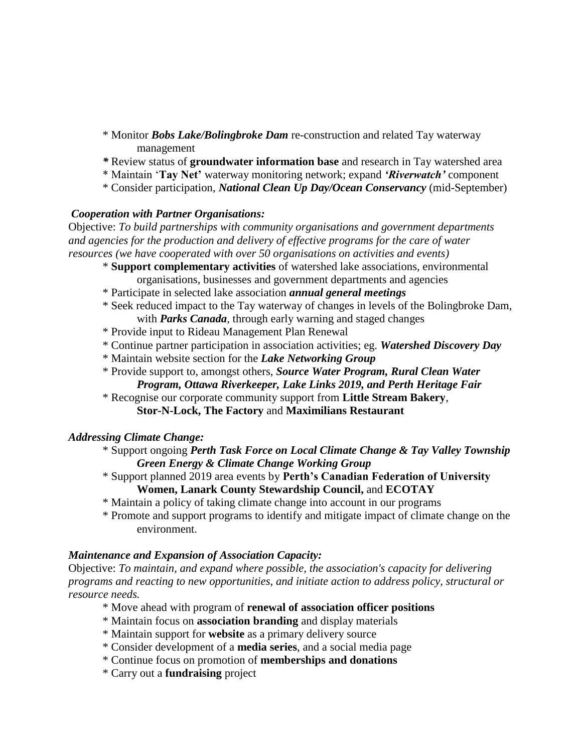* Monitor ***Bobs Lake/Bolingbroke Dam*** re-construction and related Tay waterway management
* Review status of **groundwater information base** and research in Tay watershed area
* Maintain '**Tay Net**' waterway monitoring network; expand ***'Riverwatch'*** component
* Consider participation, ***National Clean Up Day/Ocean Conservancy*** (mid-September)

***Cooperation with Partner Organisations:***

Objective: *To build partnerships with community organisations and government departments and agencies for the production and delivery of effective programs for the care of water resources (we have cooperated with over 50 organisations on activities and events)*

* **Support complementary activities** of watershed lake associations, environmental organisations, businesses and government departments and agencies
* Participate in selected lake association ***annual general meetings***
* Seek reduced impact to the Tay waterway of changes in levels of the Bolingbroke Dam, with ***Parks Canada***, through early warning and staged changes
* Provide input to Rideau Management Plan Renewal
* Continue partner participation in association activities; eg. ***Watershed Discovery Day***
* Maintain website section for the ***Lake Networking Group***
* Provide support to, amongst others, ***Source Water Program, Rural Clean Water Program, Ottawa Riverkeeper, Lake Links 2019, and Perth Heritage Fair***
* Recognise our corporate community support from **Little Stream Bakery**, **Stor-N-Lock, The Factory** and **Maximilians Restaurant**

***Addressing Climate Change:***

* Support ongoing ***Perth Task Force on Local Climate Change & Tay Valley Township Green Energy & Climate Change Working Group***
* Support planned 2019 area events by **Perth's Canadian Federation of University Women, Lanark County Stewardship Council,** and **ECOTAY**
* Maintain a policy of taking climate change into account in our programs
* Promote and support programs to identify and mitigate impact of climate change on the environment.

***Maintenance and Expansion of Association Capacity:***

Objective: *To maintain, and expand where possible, the association's capacity for delivering programs and reacting to new opportunities, and initiate action to address policy, structural or resource needs.*

* Move ahead with program of **renewal of association officer positions**
* Maintain focus on **association branding** and display materials
* Maintain support for **website** as a primary delivery source
* Consider development of a **media series**, and a social media page
* Continue focus on promotion of **memberships and donations**
* Carry out a **fundraising** project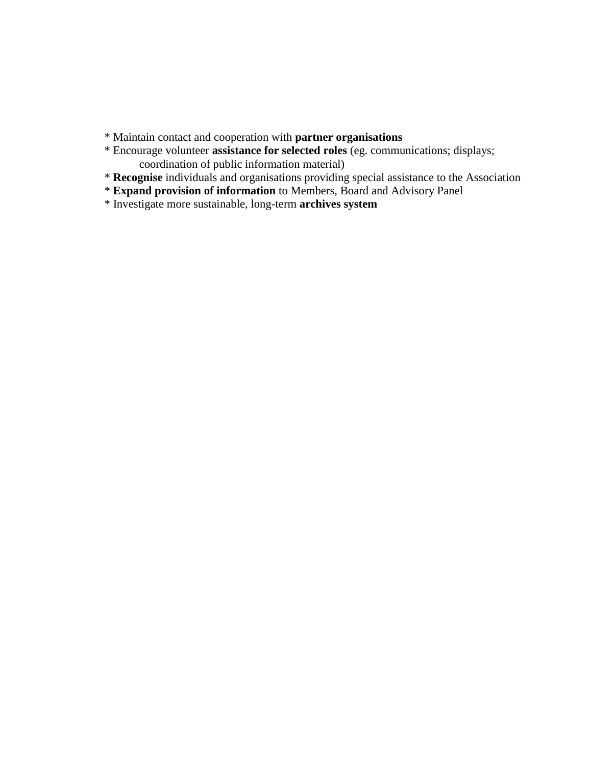* Maintain contact and cooperation with **partner organisations**
* Encourage volunteer **assistance for selected roles** (eg. communications; displays; coordination of public information material)
* **Recognise** individuals and organisations providing special assistance to the Association
* **Expand provision of information** to Members, Board and Advisory Panel
* Investigate more sustainable, long-term **archives system**